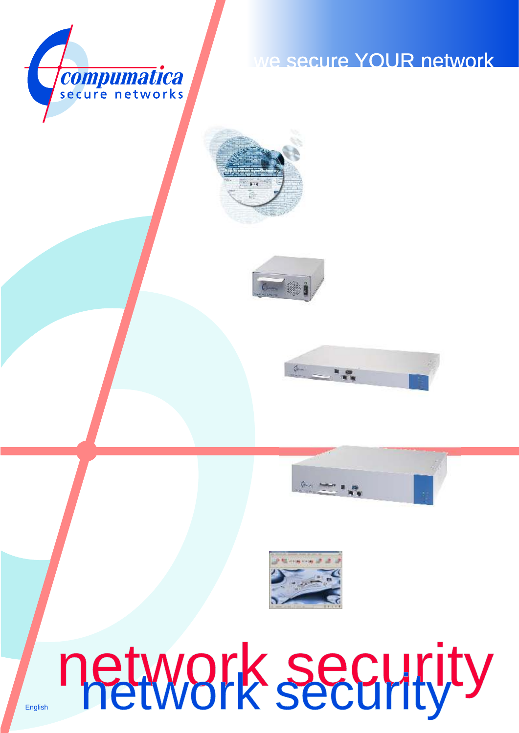compumatica

secure networks

we secure YOUR network

# network security

English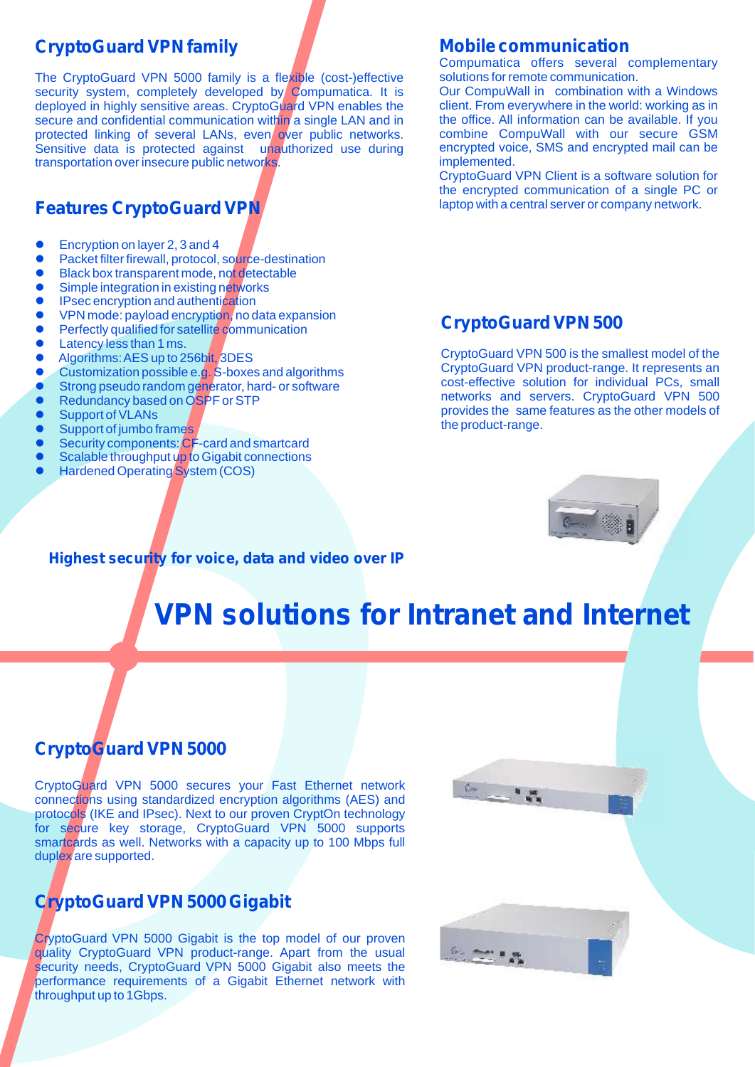## CryptoGuard VPN family

The CryptoGuard VPN 5000 family is a flexible (cost-)effective security system, completely developed by Compumatica. It is deployed in highly sensitive areas. CryptoGuard VPN enables the secure and confidential communication within a single LAN and in protected linking of several LANs, even over public networks. Sensitive data is protected against unauthorized use during transportation over insecure public networks.

## Features CryptoGuard VPN

- Encryption on layer 2, 3 and 4
- Packet filter firewall, protocol, source-destination
- Black box transparent mode, not detectable
- Simple integration in existing networks
- IPsec encryption and authentication
- VPN mode: payload encryption, no data expansion
- Perfectly qualified for satellite communication
- Latency less than 1 ms.
- Algorithms: AES up to 256bit, 3DES
- Customization possible e.g. S-boxes and algorithms
- Strong pseudo random generator, hard- or software
- Redundancy based on OSPF or STP
- Support of VLANs
- Support of jumbo frames
- Security components: CF-card and smartcard
- Scalable throughput up to Gigabit connections
- Hardened Operating System (COS)

## Mobile communication

Compumatica offers several complementary solutions for remote communication.
Our CompuWall in combination with a Windows client. From everywhere in the world: working as in the office. All information can be available. If you combine CompuWall with our secure GSM encrypted voice, SMS and encrypted mail can be implemented.
CryptoGuard VPN Client is a software solution for the encrypted communication of a single PC or laptop with a central server or company network.

## CryptoGuard VPN 500

CryptoGuard VPN 500 is the smallest model of the CryptoGuard VPN product-range. It represents an cost-effective solution for individual PCs, small networks and servers. CryptoGuard VPN 500 provides the same features as the other models of the product-range.

**Highest security for voice, data and video over IP**

# VPN solutions for Intranet and Internet

## CryptoGuard VPN 5000

CryptoGuard VPN 5000 secures your Fast Ethernet network connections using standardized encryption algorithms (AES) and protocols (IKE and IPsec). Next to our proven CryptOn technology for secure key storage, CryptoGuard VPN 5000 supports smartcards as well. Networks with a capacity up to 100 Mbps full duplex are supported.

## CryptoGuard VPN 5000 Gigabit

CryptoGuard VPN 5000 Gigabit is the top model of our proven quality CryptoGuard VPN product-range. Apart from the usual security needs, CryptoGuard VPN 5000 Gigabit also meets the performance requirements of a Gigabit Ethernet network with throughput up to 1Gbps.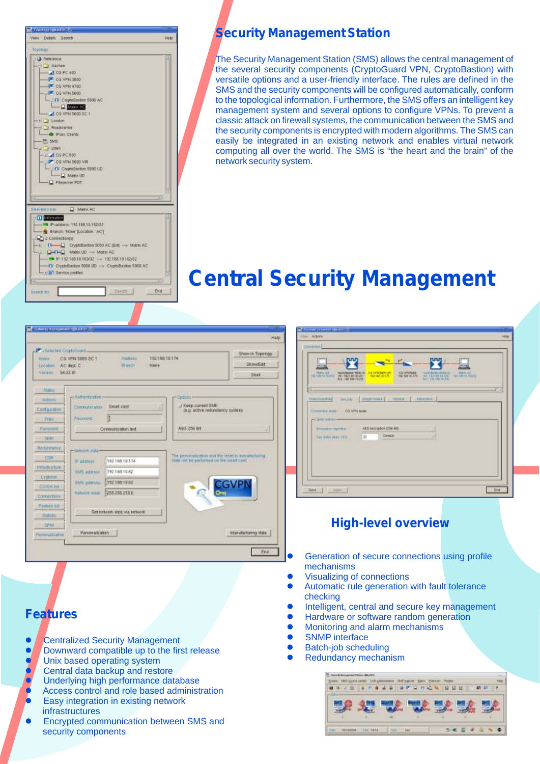## Security Management Station

The Security Management Station (SMS) allows the central management of the several security components (CryptoGuard VPN, CryptoBastion) with versatile options and a user-friendly interface. The rules are defined in the SMS and the security components will be configured automatically, conform to the topological information. Furthermore, the SMS offers an intelligent key management system and several options to configure VPNs. To prevent a classic attack on firewall systems, the communication between the SMS and the security components is encrypted with modern algorithms. The SMS can easily be integrated in an existing network and enables virtual network computing all over the world. The SMS is "the heart and the brain" of the network security system.

# Central Security Management

## High-level overview

- Generation of secure connections using profile mechanisms
- Visualizing of connections
- Automatic rule generation with fault tolerance checking
- Intelligent, central and secure key management
- Hardware or software random generation
- Monitoring and alarm mechanisms
- SNMP interface
- Batch-job scheduling
- Redundancy mechanism

## Features

- Centralized Security Management
- Downward compatible up to the first release
- Unix based operating system
- Central data backup and restore
- Underlying high performance database
- Access control and role based administration
- Easy integration in existing network infrastructures
- Encrypted communication between SMS and security components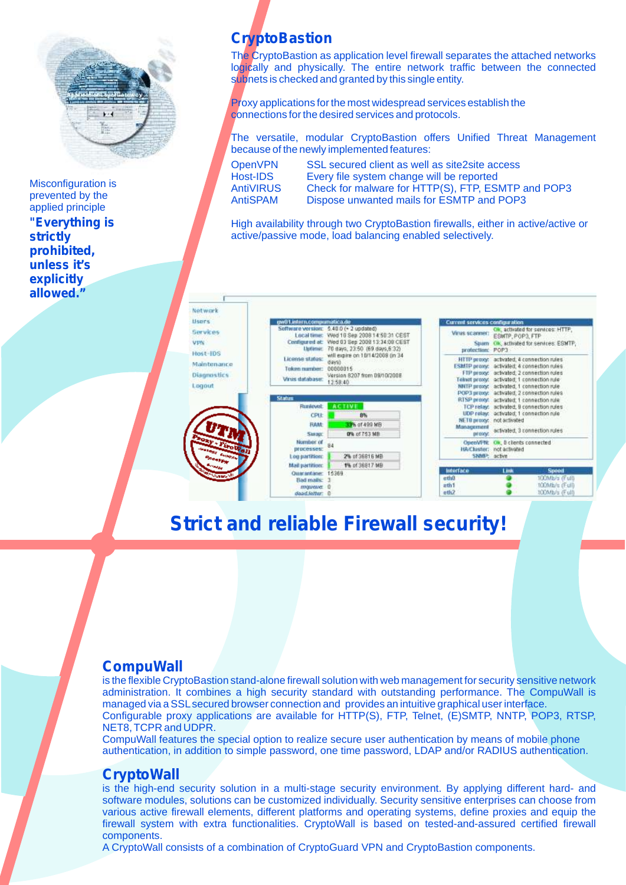Misconfiguration is prevented by the applied principle

**"Everything is strictly prohibited, unless it's explicitly allowed."**

## CryptoBastion

The CryptoBastion as application level firewall separates the attached networks logically and physically. The entire network traffic between the connected subnets is checked and granted by this single entity.

Proxy applications for the most widespread services establish the connections for the desired services and protocols.

The versatile, modular CryptoBastion offers Unified Threat Management because of the newly implemented features:

| | |
|---|---|
| OpenVPN | SSL secured client as well as site2site access |
| Host-IDS | Every file system change will be reported |
| AntiVIRUS | Check for malware for HTTP(S), FTP, ESMTP and POP3 |
| AntiSPAM | Dispose unwanted mails for ESMTP and POP3 |

High availability through two CryptoBastion firewalls, either in active/active or active/passive mode, load balancing enabled selectively.

## Strict and reliable Firewall security!

## CompuWall

is the flexible CryptoBastion stand-alone firewall solution with web management for security sensitive network administration. It combines a high security standard with outstanding performance. The CompuWall is managed via a SSL secured browser connection and provides an intuitive graphical user interface.
Configurable proxy applications are available for HTTP(S), FTP, Telnet, (E)SMTP, NNTP, POP3, RTSP, NET8, TCPR and UDPR.
CompuWall features the special option to realize secure user authentication by means of mobile phone authentication, in addition to simple password, one time password, LDAP and/or RADIUS authentication.

## CryptoWall

is the high-end security solution in a multi-stage security environment. By applying different hard- and software modules, solutions can be customized individually. Security sensitive enterprises can choose from various firewall elements, different platforms and operating systems, define proxies and equip the firewall system with extra functionalities. CryptoWall is based on tested-and-assured certified firewall components.
A CryptoWall consists of a combination of CryptoGuard VPN and CryptoBastion components.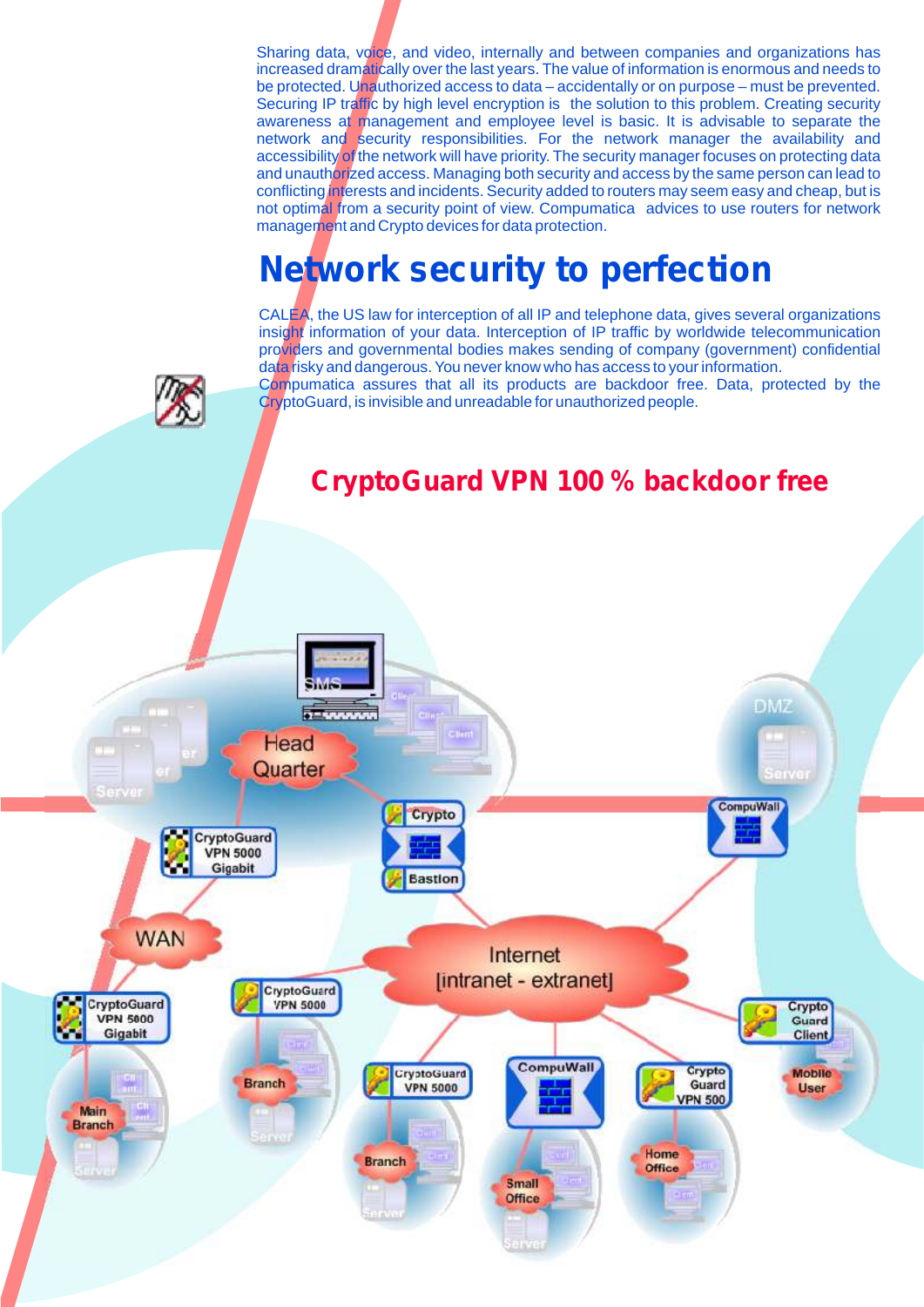Sharing data, voice, and video, internally and between companies and organizations has increased dramatically over the last years. The value of information is enormous and needs to be protected. Unauthorized access to data – accidentally or on purpose – must be prevented. Securing IP traffic by high level encryption is the solution to this problem. Creating security awareness at management and employee level is basic. It is advisable to separate the network and security responsibilities. For the network manager the availability and accessibility of the network will have priority. The security manager focuses on protecting data and unauthorized access. Managing both security and access by the same person can lead to conflicting interests and incidents. Security added to routers may seem easy and cheap, but is not optimal from a security point of view. Compumatica advices to use routers for network management and Crypto devices for data protection.

# Network security to perfection

CALEA, the US law for interception of all IP and telephone data, gives several organizations insight information of your data. Interception of IP traffic by worldwide telecommunication providers and governmental bodies makes sending of company (government) confidential data risky and dangerous. You never know who has access to your information.
Compumatica assures that all its products are backdoor free. Data, protected by the CryptoGuard, is invisible and unreadable for unauthorized people.

## CryptoGuard VPN 100 % backdoor free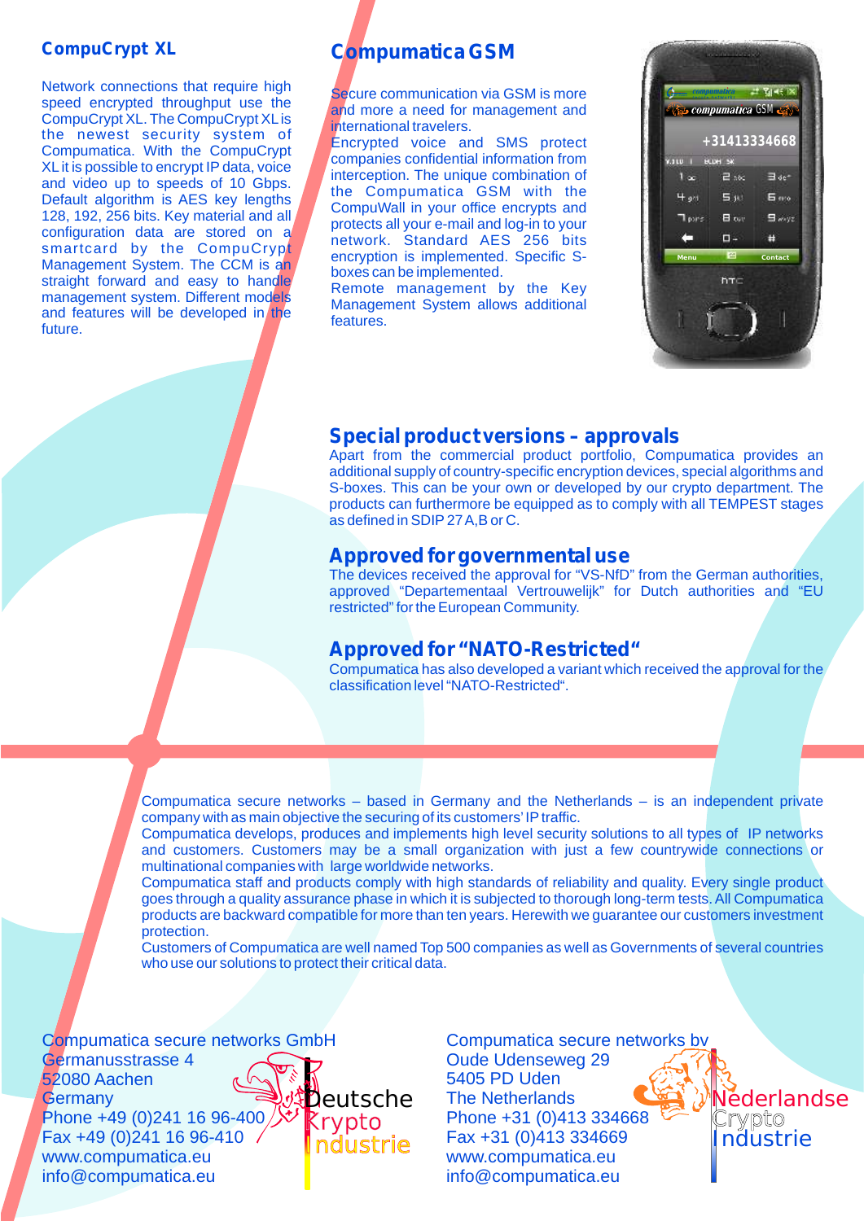## CompuCrypt XL

Network connections that require high speed encrypted throughput use the CompuCrypt XL. The CompuCrypt XL is the newest security system of Compumatica. With the CompuCrypt XL it is possible to encrypt IP data, voice and video up to speeds of 10 Gbps. Default algorithm is AES key lengths 128, 192, 256 bits. Key material and all configuration data are stored on a smartcard by the CompuCrypt Management System. The CCM is an straight forward and easy to handle management system. Different models and features will be developed in the future.

## Compumatica GSM

Secure communication via GSM is more and more a need for management and international travelers.

Encrypted voice and SMS protect companies confidential information from interception. The unique combination of the Compumatica GSM with the CompuWall in your office encrypts and protects all your e-mail and log-in to your network. Standard AES 256 bits encryption is implemented. Specific S-boxes can be implemented.

Remote management by the Key Management System allows additional features.

## Special product versions – approvals

Apart from the commercial product portfolio, Compumatica provides an additional supply of country-specific encryption devices, special algorithms and S-boxes. This can be your own or developed by our crypto department. The products can furthermore be equipped as to comply with all TEMPEST stages as defined in SDIP 27 A,B or C.

## Approved for governmental use

The devices received the approval for "VS-NfD" from the German authorities, approved "Departementaal Vertrouwelijk" for Dutch authorities and "EU restricted" for the European Community.

## Approved for "NATO-Restricted"

Compumatica has also developed a variant which received the approval for the classification level "NATO-Restricted".

Compumatica secure networks – based in Germany and the Netherlands – is an independent private company with as main objective the securing of its customers' IP traffic.

Compumatica develops, produces and implements high level security solutions to all types of IP networks and customers. Customers may be a small organization with just a few countrywide connections or multinational companies with large worldwide networks.

Compumatica staff and products comply with high standards of reliability and quality. Every single product goes through a quality assurance phase in which it is subjected to thorough long-term tests. All Compumatica products are backward compatible for more than ten years. Herewith we guarantee our customers investment protection.

Customers of Compumatica are well named Top 500 companies as well as Governments of several countries who use our solutions to protect their critical data.

Compumatica secure networks GmbH
Germanusstrasse 4
52080 Aachen
Germany
Phone +49 (0)241 16 96-400
Fax +49 (0)241 16 96-410
www.compumatica.eu
info@compumatica.eu

Deutsche Krypto Industrie

Compumatica secure networks bv
Oude Udenseweg 29
5405 PD Uden
The Netherlands
Phone +31 (0)413 334668
Fax +31 (0)413 334669
www.compumatica.eu
info@compumatica.eu

Nederlandse Crypto Industrie